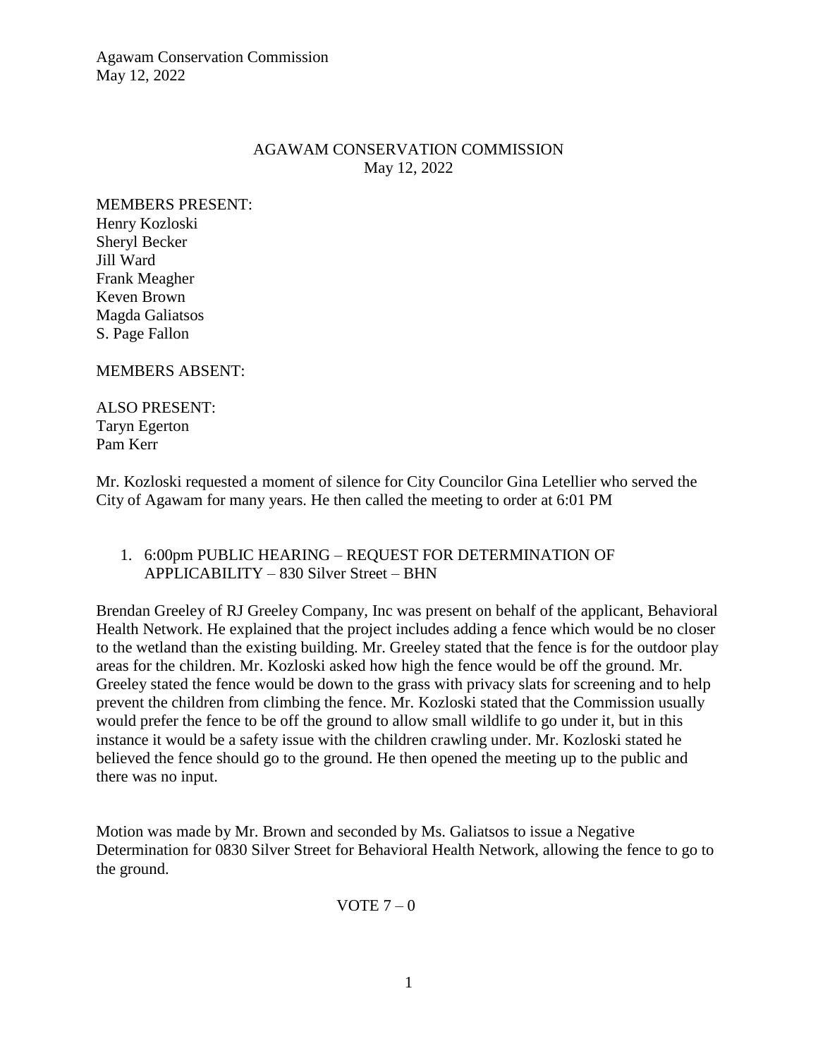# AGAWAM CONSERVATION COMMISSION
May 12, 2022

MEMBERS PRESENT:
Henry Kozloski
Sheryl Becker
Jill Ward
Frank Meagher
Keven Brown
Magda Galiatsos
S. Page Fallon

MEMBERS ABSENT:

ALSO PRESENT:
Taryn Egerton
Pam Kerr

Mr. Kozloski requested a moment of silence for City Councilor Gina Letellier who served the City of Agawam for many years. He then called the meeting to order at 6:01 PM

1. 6:00pm PUBLIC HEARING – REQUEST FOR DETERMINATION OF APPLICABILITY – 830 Silver Street – BHN

Brendan Greeley of RJ Greeley Company, Inc was present on behalf of the applicant, Behavioral Health Network. He explained that the project includes adding a fence which would be no closer to the wetland than the existing building. Mr. Greeley stated that the fence is for the outdoor play areas for the children. Mr. Kozloski asked how high the fence would be off the ground. Mr. Greeley stated the fence would be down to the grass with privacy slats for screening and to help prevent the children from climbing the fence. Mr. Kozloski stated that the Commission usually would prefer the fence to be off the ground to allow small wildlife to go under it, but in this instance it would be a safety issue with the children crawling under. Mr. Kozloski stated he believed the fence should go to the ground. He then opened the meeting up to the public and there was no input.

Motion was made by Mr. Brown and seconded by Ms. Galiatsos to issue a Negative Determination for 0830 Silver Street for Behavioral Health Network, allowing the fence to go to the ground.

VOTE 7 – 0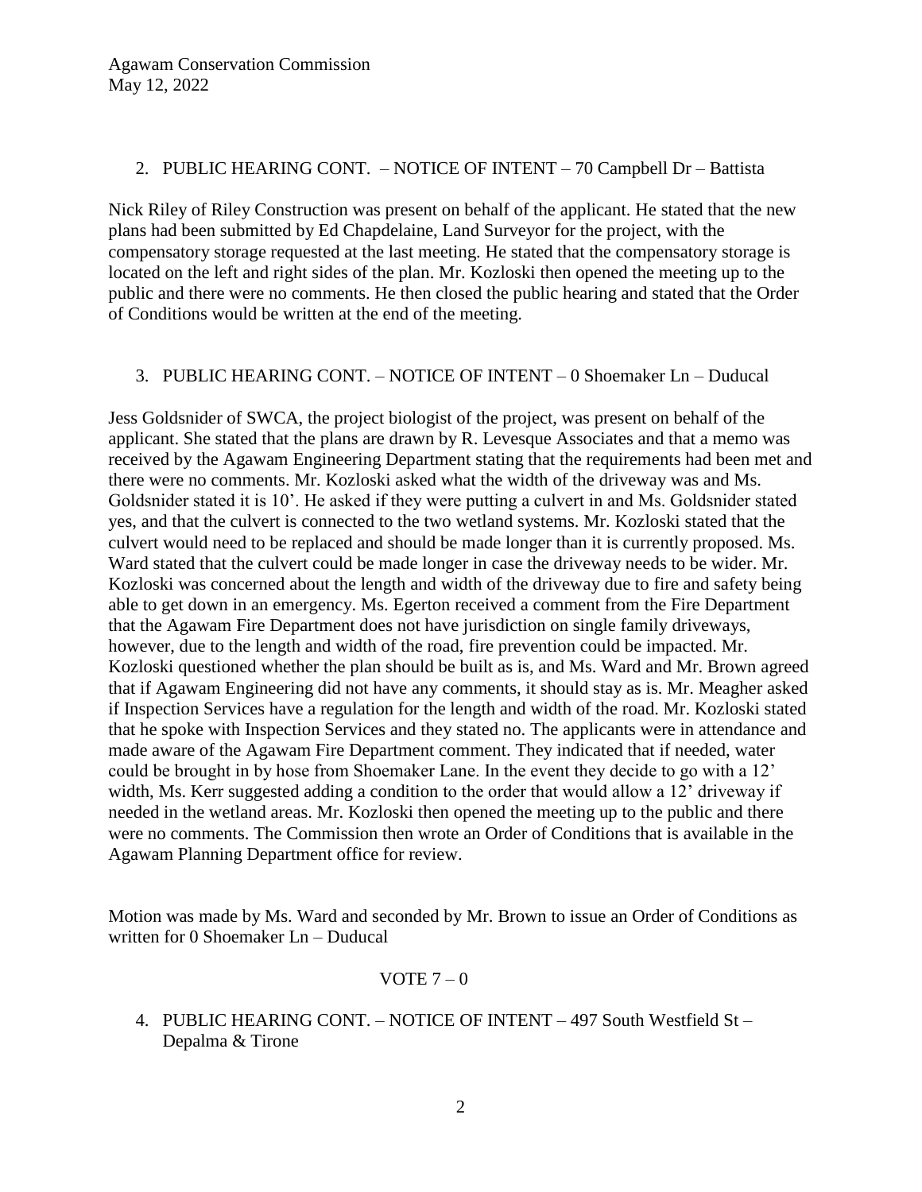2. PUBLIC HEARING CONT. – NOTICE OF INTENT – 70 Campbell Dr – Battista

Nick Riley of Riley Construction was present on behalf of the applicant. He stated that the new plans had been submitted by Ed Chapdelaine, Land Surveyor for the project, with the compensatory storage requested at the last meeting. He stated that the compensatory storage is located on the left and right sides of the plan. Mr. Kozloski then opened the meeting up to the public and there were no comments. He then closed the public hearing and stated that the Order of Conditions would be written at the end of the meeting.

3. PUBLIC HEARING CONT. – NOTICE OF INTENT – 0 Shoemaker Ln – Duducal

Jess Goldsnider of SWCA, the project biologist of the project, was present on behalf of the applicant. She stated that the plans are drawn by R. Levesque Associates and that a memo was received by the Agawam Engineering Department stating that the requirements had been met and there were no comments. Mr. Kozloski asked what the width of the driveway was and Ms. Goldsnider stated it is 10'. He asked if they were putting a culvert in and Ms. Goldsnider stated yes, and that the culvert is connected to the two wetland systems. Mr. Kozloski stated that the culvert would need to be replaced and should be made longer than it is currently proposed. Ms. Ward stated that the culvert could be made longer in case the driveway needs to be wider. Mr. Kozloski was concerned about the length and width of the driveway due to fire and safety being able to get down in an emergency. Ms. Egerton received a comment from the Fire Department that the Agawam Fire Department does not have jurisdiction on single family driveways, however, due to the length and width of the road, fire prevention could be impacted. Mr. Kozloski questioned whether the plan should be built as is, and Ms. Ward and Mr. Brown agreed that if Agawam Engineering did not have any comments, it should stay as is. Mr. Meagher asked if Inspection Services have a regulation for the length and width of the road. Mr. Kozloski stated that he spoke with Inspection Services and they stated no. The applicants were in attendance and made aware of the Agawam Fire Department comment. They indicated that if needed, water could be brought in by hose from Shoemaker Lane. In the event they decide to go with a 12' width, Ms. Kerr suggested adding a condition to the order that would allow a 12' driveway if needed in the wetland areas. Mr. Kozloski then opened the meeting up to the public and there were no comments. The Commission then wrote an Order of Conditions that is available in the Agawam Planning Department office for review.

Motion was made by Ms. Ward and seconded by Mr. Brown to issue an Order of Conditions as written for 0 Shoemaker Ln – Duducal

VOTE 7 – 0

4. PUBLIC HEARING CONT. – NOTICE OF INTENT – 497 South Westfield St – Depalma & Tirone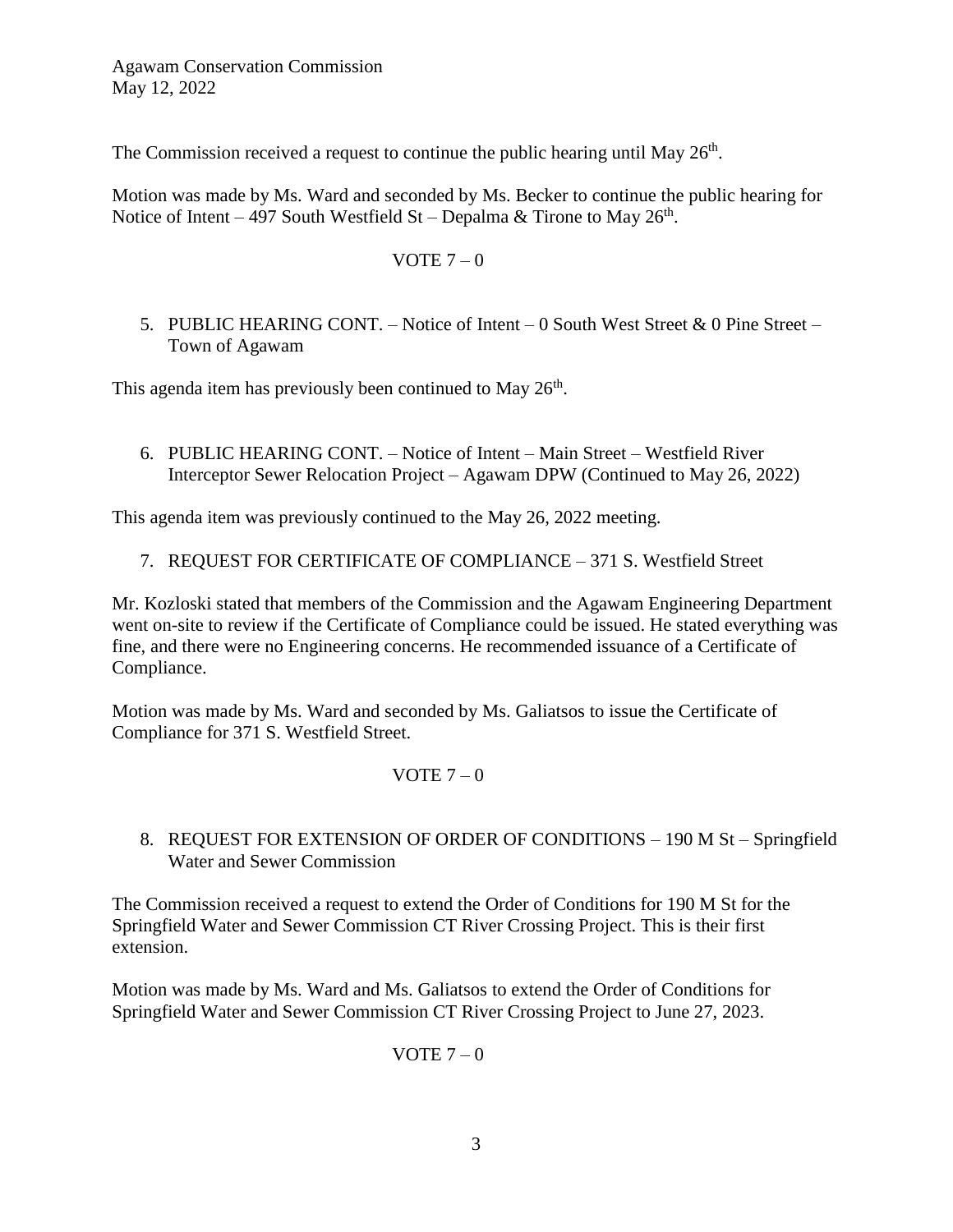The Commission received a request to continue the public hearing until May 26th.

Motion was made by Ms. Ward and seconded by Ms. Becker to continue the public hearing for Notice of Intent – 497 South Westfield St – Depalma & Tirone to May 26th.

VOTE 7 – 0

5. PUBLIC HEARING CONT. – Notice of Intent – 0 South West Street & 0 Pine Street – Town of Agawam

This agenda item has previously been continued to May 26th.

6. PUBLIC HEARING CONT. – Notice of Intent – Main Street – Westfield River Interceptor Sewer Relocation Project – Agawam DPW (Continued to May 26, 2022)

This agenda item was previously continued to the May 26, 2022 meeting.

7. REQUEST FOR CERTIFICATE OF COMPLIANCE – 371 S. Westfield Street

Mr. Kozloski stated that members of the Commission and the Agawam Engineering Department went on-site to review if the Certificate of Compliance could be issued. He stated everything was fine, and there were no Engineering concerns. He recommended issuance of a Certificate of Compliance.

Motion was made by Ms. Ward and seconded by Ms. Galiatsos to issue the Certificate of Compliance for 371 S. Westfield Street.

VOTE 7 – 0

8. REQUEST FOR EXTENSION OF ORDER OF CONDITIONS – 190 M St – Springfield Water and Sewer Commission

The Commission received a request to extend the Order of Conditions for 190 M St for the Springfield Water and Sewer Commission CT River Crossing Project. This is their first extension.

Motion was made by Ms. Ward and Ms. Galiatsos to extend the Order of Conditions for Springfield Water and Sewer Commission CT River Crossing Project to June 27, 2023.

VOTE 7 – 0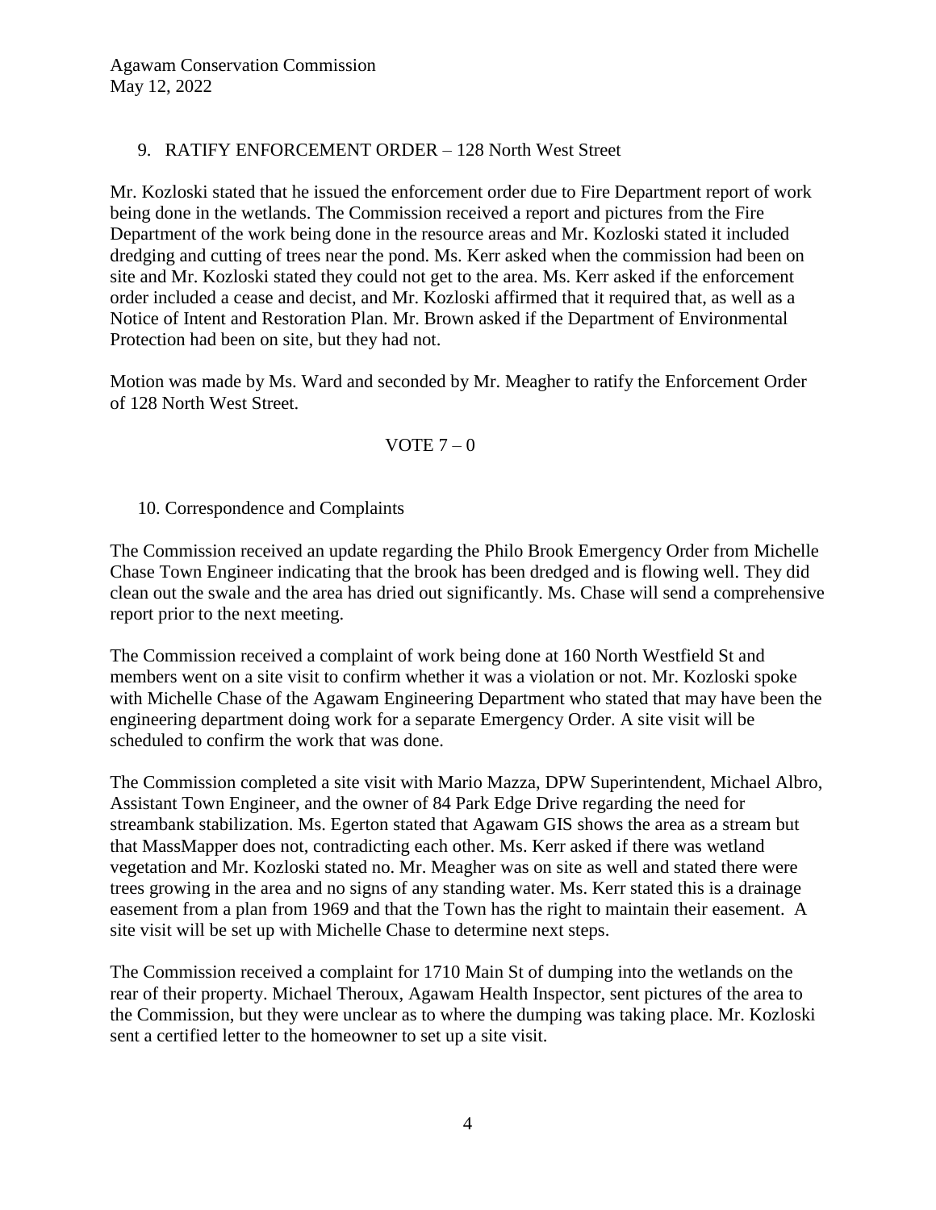9. RATIFY ENFORCEMENT ORDER – 128 North West Street

Mr. Kozloski stated that he issued the enforcement order due to Fire Department report of work being done in the wetlands. The Commission received a report and pictures from the Fire Department of the work being done in the resource areas and Mr. Kozloski stated it included dredging and cutting of trees near the pond. Ms. Kerr asked when the commission had been on site and Mr. Kozloski stated they could not get to the area. Ms. Kerr asked if the enforcement order included a cease and decist, and Mr. Kozloski affirmed that it required that, as well as a Notice of Intent and Restoration Plan. Mr. Brown asked if the Department of Environmental Protection had been on site, but they had not.

Motion was made by Ms. Ward and seconded by Mr. Meagher to ratify the Enforcement Order of 128 North West Street.

VOTE 7 – 0

10. Correspondence and Complaints

The Commission received an update regarding the Philo Brook Emergency Order from Michelle Chase Town Engineer indicating that the brook has been dredged and is flowing well. They did clean out the swale and the area has dried out significantly. Ms. Chase will send a comprehensive report prior to the next meeting.

The Commission received a complaint of work being done at 160 North Westfield St and members went on a site visit to confirm whether it was a violation or not. Mr. Kozloski spoke with Michelle Chase of the Agawam Engineering Department who stated that may have been the engineering department doing work for a separate Emergency Order. A site visit will be scheduled to confirm the work that was done.

The Commission completed a site visit with Mario Mazza, DPW Superintendent, Michael Albro, Assistant Town Engineer, and the owner of 84 Park Edge Drive regarding the need for streambank stabilization. Ms. Egerton stated that Agawam GIS shows the area as a stream but that MassMapper does not, contradicting each other. Ms. Kerr asked if there was wetland vegetation and Mr. Kozloski stated no. Mr. Meagher was on site as well and stated there were trees growing in the area and no signs of any standing water. Ms. Kerr stated this is a drainage easement from a plan from 1969 and that the Town has the right to maintain their easement. A site visit will be set up with Michelle Chase to determine next steps.

The Commission received a complaint for 1710 Main St of dumping into the wetlands on the rear of their property. Michael Theroux, Agawam Health Inspector, sent pictures of the area to the Commission, but they were unclear as to where the dumping was taking place. Mr. Kozloski sent a certified letter to the homeowner to set up a site visit.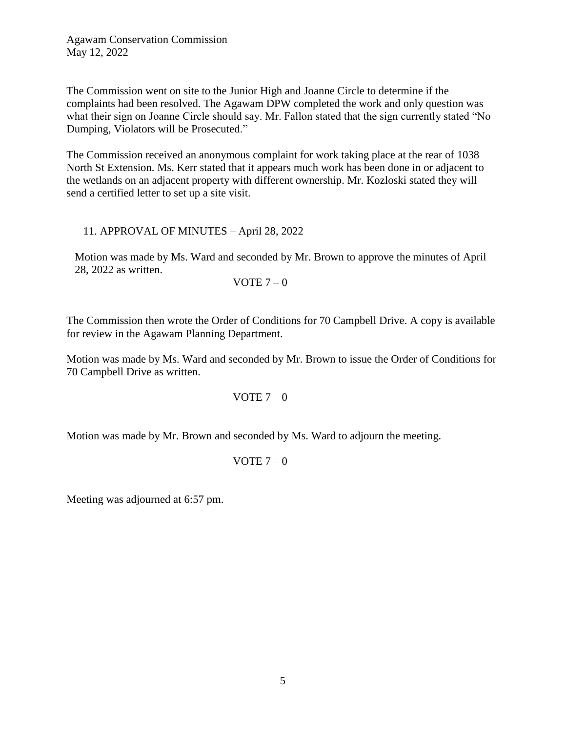The Commission went on site to the Junior High and Joanne Circle to determine if the complaints had been resolved. The Agawam DPW completed the work and only question was what their sign on Joanne Circle should say. Mr. Fallon stated that the sign currently stated "No Dumping, Violators will be Prosecuted."

The Commission received an anonymous complaint for work taking place at the rear of 1038 North St Extension. Ms. Kerr stated that it appears much work has been done in or adjacent to the wetlands on an adjacent property with different ownership. Mr. Kozloski stated they will send a certified letter to set up a site visit.

11. APPROVAL OF MINUTES – April 28, 2022

Motion was made by Ms. Ward and seconded by Mr. Brown to approve the minutes of April 28, 2022 as written.

VOTE 7 – 0

The Commission then wrote the Order of Conditions for 70 Campbell Drive. A copy is available for review in the Agawam Planning Department.

Motion was made by Ms. Ward and seconded by Mr. Brown to issue the Order of Conditions for 70 Campbell Drive as written.

VOTE 7 – 0

Motion was made by Mr. Brown and seconded by Ms. Ward to adjourn the meeting.

VOTE 7 – 0

Meeting was adjourned at 6:57 pm.